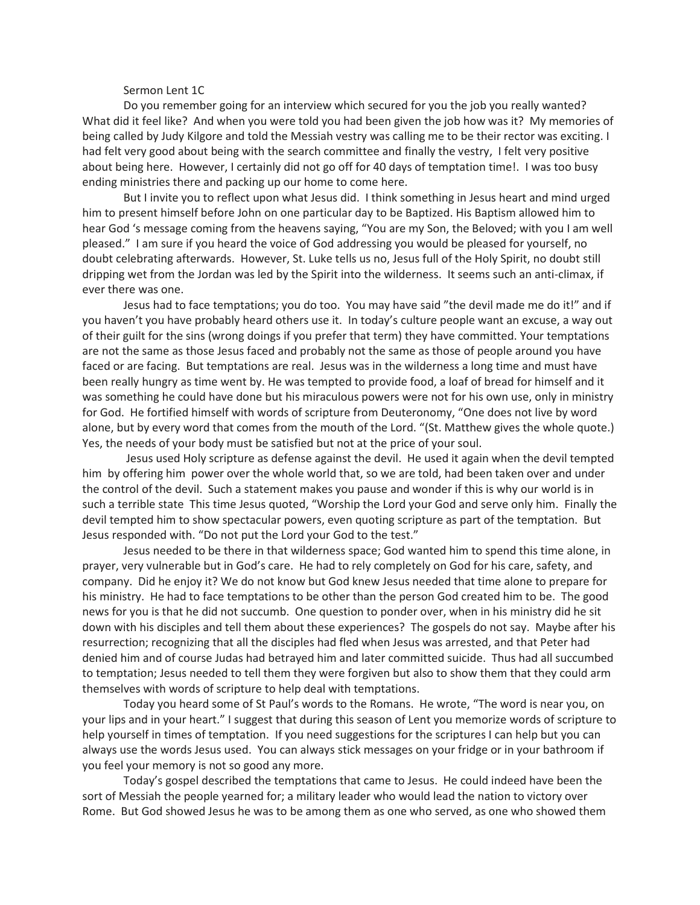Sermon Lent 1C

Do you remember going for an interview which secured for you the job you really wanted? What did it feel like? And when you were told you had been given the job how was it? My memories of being called by Judy Kilgore and told the Messiah vestry was calling me to be their rector was exciting. I had felt very good about being with the search committee and finally the vestry, I felt very positive about being here. However, I certainly did not go off for 40 days of temptation time!. I was too busy ending ministries there and packing up our home to come here.

But I invite you to reflect upon what Jesus did. I think something in Jesus heart and mind urged him to present himself before John on one particular day to be Baptized. His Baptism allowed him to hear God 's message coming from the heavens saying, "You are my Son, the Beloved; with you I am well pleased." I am sure if you heard the voice of God addressing you would be pleased for yourself, no doubt celebrating afterwards. However, St. Luke tells us no, Jesus full of the Holy Spirit, no doubt still dripping wet from the Jordan was led by the Spirit into the wilderness. It seems such an anti-climax, if ever there was one.

Jesus had to face temptations; you do too. You may have said "the devil made me do it!" and if you haven't you have probably heard others use it. In today's culture people want an excuse, a way out of their guilt for the sins (wrong doings if you prefer that term) they have committed. Your temptations are not the same as those Jesus faced and probably not the same as those of people around you have faced or are facing. But temptations are real. Jesus was in the wilderness a long time and must have been really hungry as time went by. He was tempted to provide food, a loaf of bread for himself and it was something he could have done but his miraculous powers were not for his own use, only in ministry for God. He fortified himself with words of scripture from Deuteronomy, "One does not live by word alone, but by every word that comes from the mouth of the Lord. "(St. Matthew gives the whole quote.) Yes, the needs of your body must be satisfied but not at the price of your soul.

Jesus used Holy scripture as defense against the devil. He used it again when the devil tempted him by offering him power over the whole world that, so we are told, had been taken over and under the control of the devil. Such a statement makes you pause and wonder if this is why our world is in such a terrible state This time Jesus quoted, "Worship the Lord your God and serve only him. Finally the devil tempted him to show spectacular powers, even quoting scripture as part of the temptation. But Jesus responded with. "Do not put the Lord your God to the test."

Jesus needed to be there in that wilderness space; God wanted him to spend this time alone, in prayer, very vulnerable but in God's care. He had to rely completely on God for his care, safety, and company. Did he enjoy it? We do not know but God knew Jesus needed that time alone to prepare for his ministry. He had to face temptations to be other than the person God created him to be. The good news for you is that he did not succumb. One question to ponder over, when in his ministry did he sit down with his disciples and tell them about these experiences? The gospels do not say. Maybe after his resurrection; recognizing that all the disciples had fled when Jesus was arrested, and that Peter had denied him and of course Judas had betrayed him and later committed suicide. Thus had all succumbed to temptation; Jesus needed to tell them they were forgiven but also to show them that they could arm themselves with words of scripture to help deal with temptations.

Today you heard some of St Paul's words to the Romans. He wrote, "The word is near you, on your lips and in your heart." I suggest that during this season of Lent you memorize words of scripture to help yourself in times of temptation. If you need suggestions for the scriptures I can help but you can always use the words Jesus used. You can always stick messages on your fridge or in your bathroom if you feel your memory is not so good any more.

Today's gospel described the temptations that came to Jesus. He could indeed have been the sort of Messiah the people yearned for; a military leader who would lead the nation to victory over Rome. But God showed Jesus he was to be among them as one who served, as one who showed them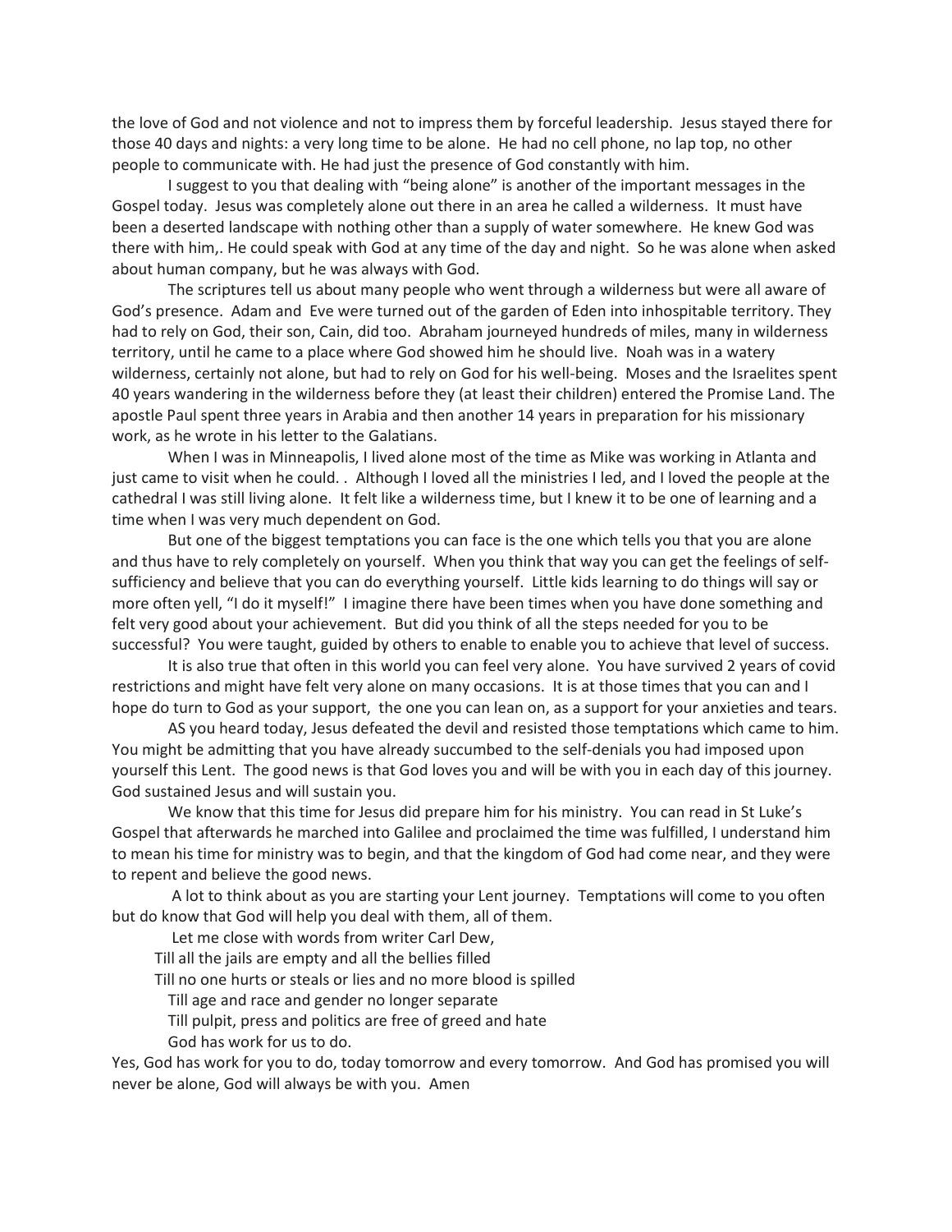the love of God and not violence and not to impress them by forceful leadership. Jesus stayed there for those 40 days and nights: a very long time to be alone. He had no cell phone, no lap top, no other people to communicate with. He had just the presence of God constantly with him.

I suggest to you that dealing with "being alone" is another of the important messages in the Gospel today. Jesus was completely alone out there in an area he called a wilderness. It must have been a deserted landscape with nothing other than a supply of water somewhere. He knew God was there with him,. He could speak with God at any time of the day and night. So he was alone when asked about human company, but he was always with God.

The scriptures tell us about many people who went through a wilderness but were all aware of God's presence. Adam and Eve were turned out of the garden of Eden into inhospitable territory. They had to rely on God, their son, Cain, did too. Abraham journeyed hundreds of miles, many in wilderness territory, until he came to a place where God showed him he should live. Noah was in a watery wilderness, certainly not alone, but had to rely on God for his well-being. Moses and the Israelites spent 40 years wandering in the wilderness before they (at least their children) entered the Promise Land. The apostle Paul spent three years in Arabia and then another 14 years in preparation for his missionary work, as he wrote in his letter to the Galatians.

When I was in Minneapolis, I lived alone most of the time as Mike was working in Atlanta and just came to visit when he could. . Although I loved all the ministries I led, and I loved the people at the cathedral I was still living alone. It felt like a wilderness time, but I knew it to be one of learning and a time when I was very much dependent on God.

But one of the biggest temptations you can face is the one which tells you that you are alone and thus have to rely completely on yourself. When you think that way you can get the feelings of self-sufficiency and believe that you can do everything yourself. Little kids learning to do things will say or more often yell, "I do it myself!" I imagine there have been times when you have done something and felt very good about your achievement. But did you think of all the steps needed for you to be successful? You were taught, guided by others to enable to enable you to achieve that level of success.

It is also true that often in this world you can feel very alone. You have survived 2 years of covid restrictions and might have felt very alone on many occasions. It is at those times that you can and I hope do turn to God as your support, the one you can lean on, as a support for your anxieties and tears.

AS you heard today, Jesus defeated the devil and resisted those temptations which came to him. You might be admitting that you have already succumbed to the self-denials you had imposed upon yourself this Lent. The good news is that God loves you and will be with you in each day of this journey. God sustained Jesus and will sustain you.

We know that this time for Jesus did prepare him for his ministry. You can read in St Luke's Gospel that afterwards he marched into Galilee and proclaimed the time was fulfilled, I understand him to mean his time for ministry was to begin, and that the kingdom of God had come near, and they were to repent and believe the good news.

A lot to think about as you are starting your Lent journey. Temptations will come to you often but do know that God will help you deal with them, all of them.

Let me close with words from writer Carl Dew,

Till all the jails are empty and all the bellies filled
Till no one hurts or steals or lies and no more blood is spilled
Till age and race and gender no longer separate
Till pulpit, press and politics are free of greed and hate
God has work for us to do.

Yes, God has work for you to do, today tomorrow and every tomorrow. And God has promised you will never be alone, God will always be with you. Amen